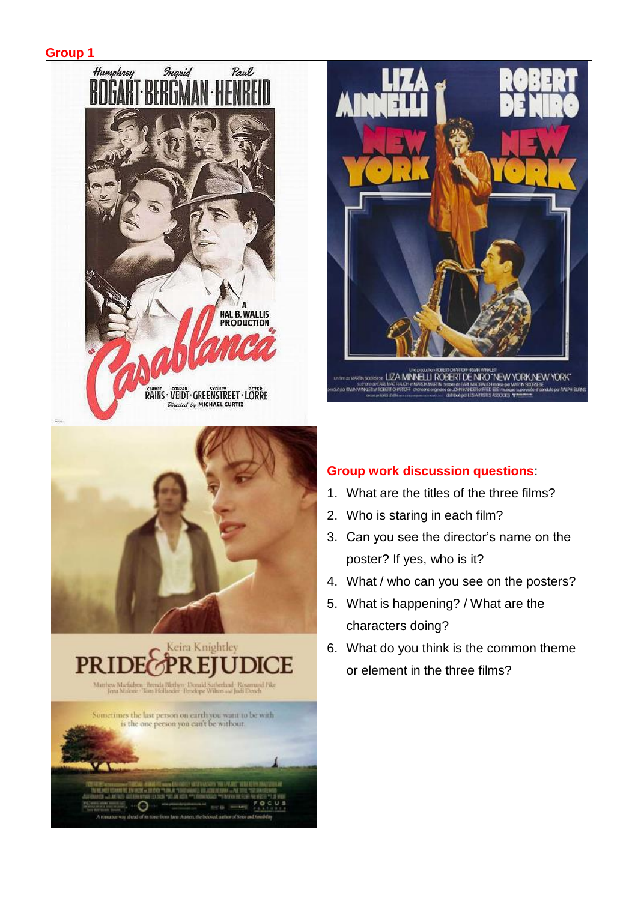**Group 1**

**Group work discussion questions**:

1. What are the titles of the three films?
2. Who is staring in each film?
3. Can you see the director's name on the poster? If yes, who is it?
4. What / who can you see on the posters?
5. What is happening? / What are the characters doing?
6. What do you think is the common theme or element in the three films?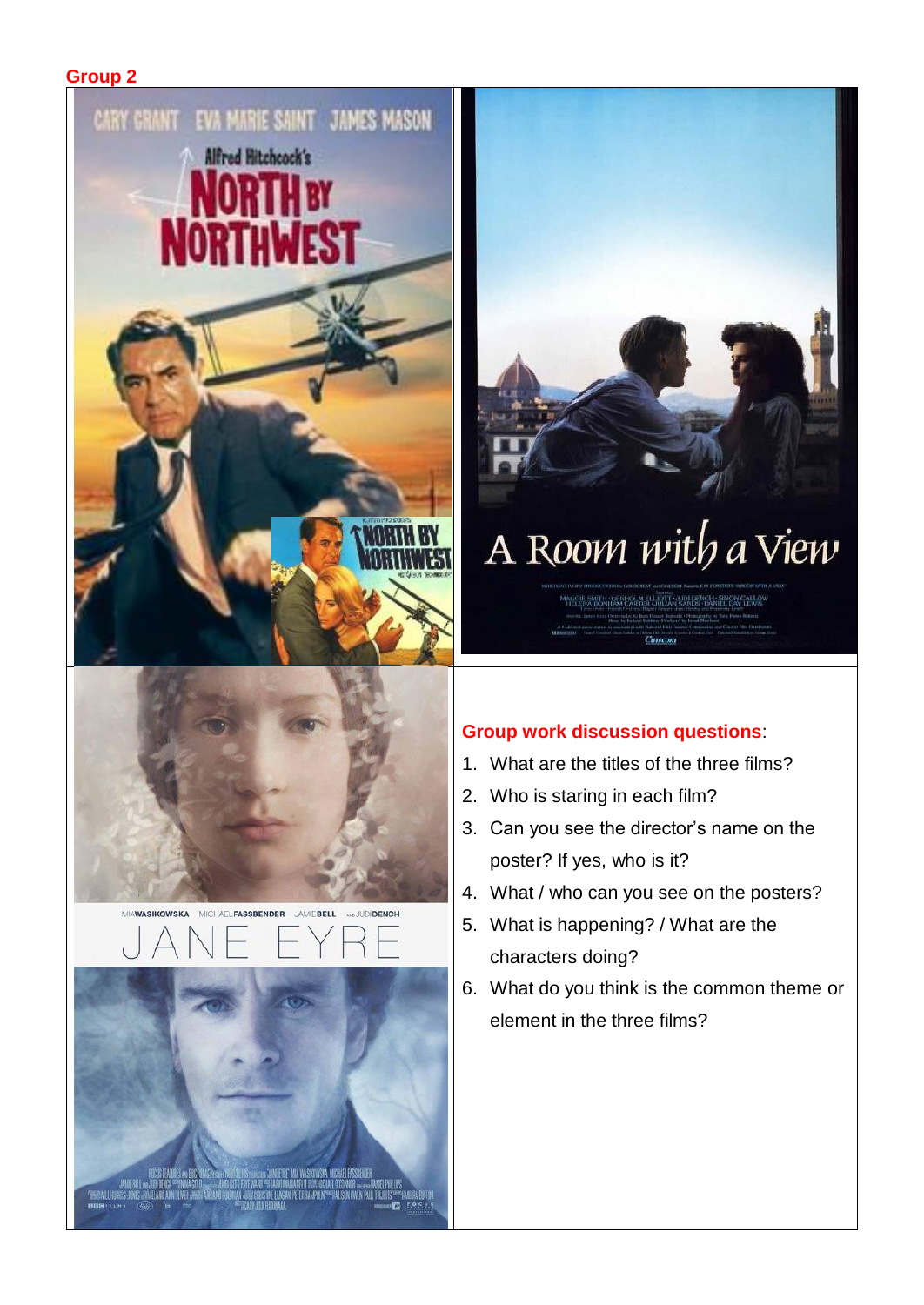**Group 2**

**Group work discussion questions**:

1. What are the titles of the three films?
2. Who is staring in each film?
3. Can you see the director's name on the poster? If yes, who is it?
4. What / who can you see on the posters?
5. What is happening? / What are the characters doing?
6. What do you think is the common theme or element in the three films?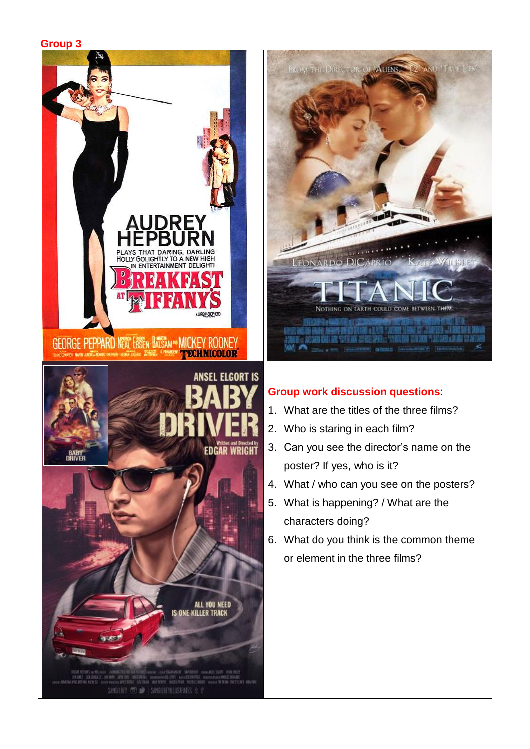**Group 3**

**Group work discussion questions**:

1. What are the titles of the three films?
2. Who is staring in each film?
3. Can you see the director's name on the poster? If yes, who is it?
4. What / who can you see on the posters?
5. What is happening? / What are the characters doing?
6. What do you think is the common theme or element in the three films?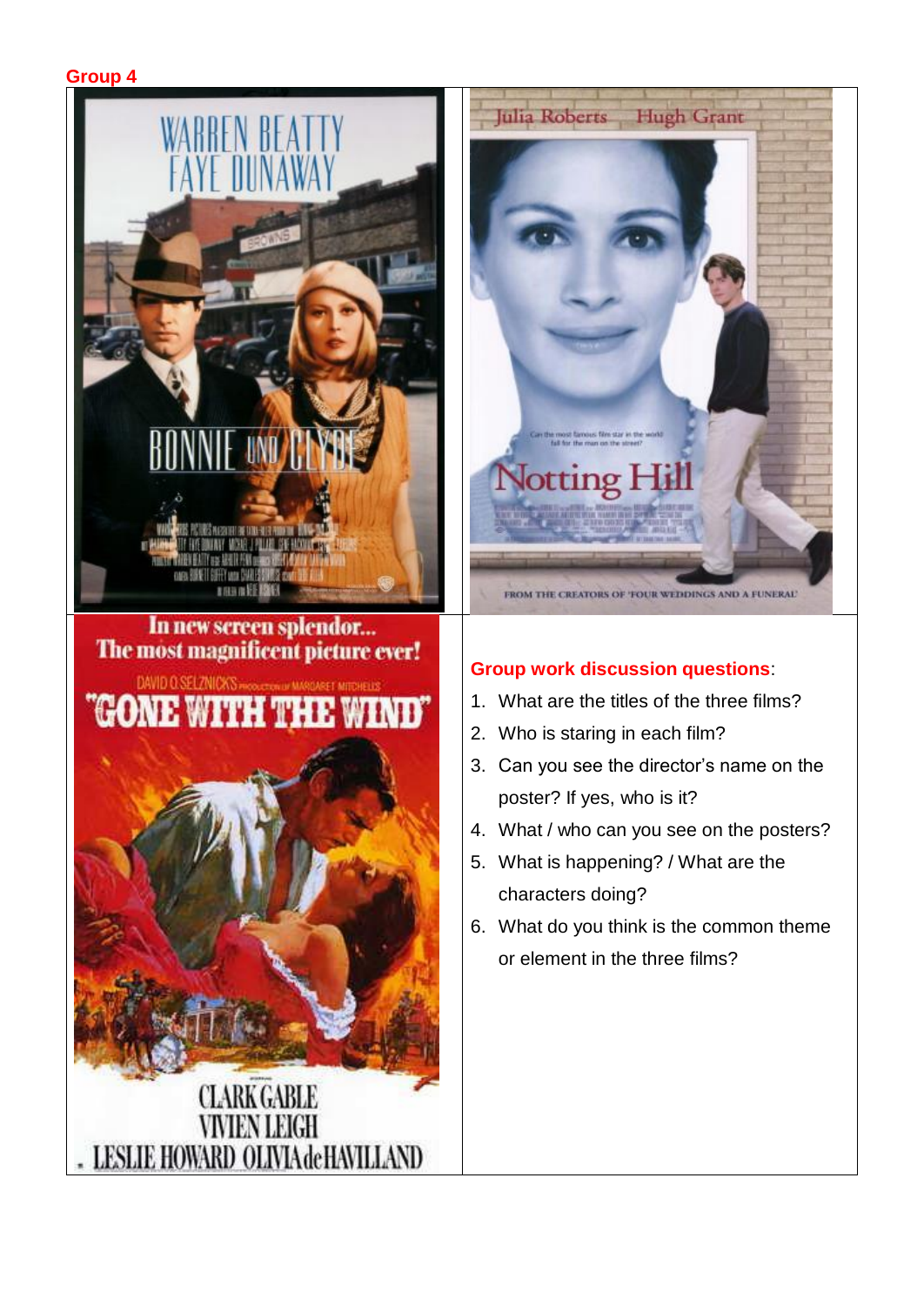**Group 4**

**Group work discussion questions**:

1. What are the titles of the three films?
2. Who is staring in each film?
3. Can you see the director's name on the poster? If yes, who is it?
4. What / who can you see on the posters?
5. What is happening? / What are the characters doing?
6. What do you think is the common theme or element in the three films?